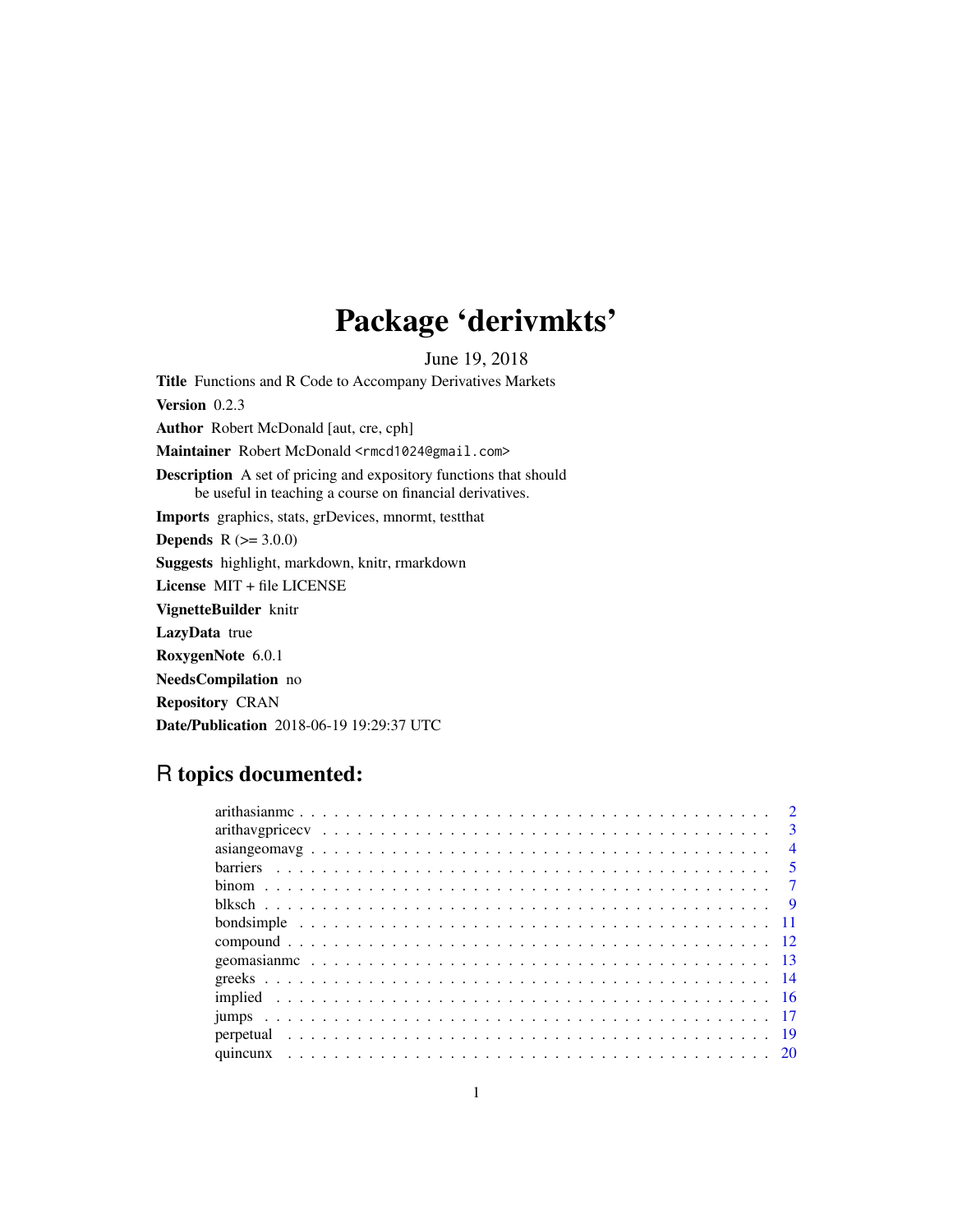# Package 'derivmkts'

June 19, 2018

**Title** Functions and R Code to Accompany Derivatives Markets

**Version** 0.2.3

**Author** Robert McDonald [aut, cre, cph]

**Maintainer** Robert McDonald <rmcd1024@gmail.com>

**Description** A set of pricing and expository functions that should be useful in teaching a course on financial derivatives.

**Imports** graphics, stats, grDevices, mnormt, testthat

**Depends** R (>= 3.0.0)

**Suggests** highlight, markdown, knitr, rmarkdown

**License** MIT + file LICENSE

**VignetteBuilder** knitr

**LazyData** true

**RoxygenNote** 6.0.1

**NeedsCompilation** no

**Repository** CRAN

**Date/Publication** 2018-06-19 19:29:37 UTC

## R topics documented:

| | |
|---|---|
| arithasianmc | 2 |
| arithavgpricecv | 3 |
| asiangeomavg | 4 |
| barriers | 5 |
| binom | 7 |
| blksch | 9 |
| bondsimple | 11 |
| compound | 12 |
| geomasianmc | 13 |
| greeks | 14 |
| implied | 16 |
| jumps | 17 |
| perpetual | 19 |
| quincunx | 20 |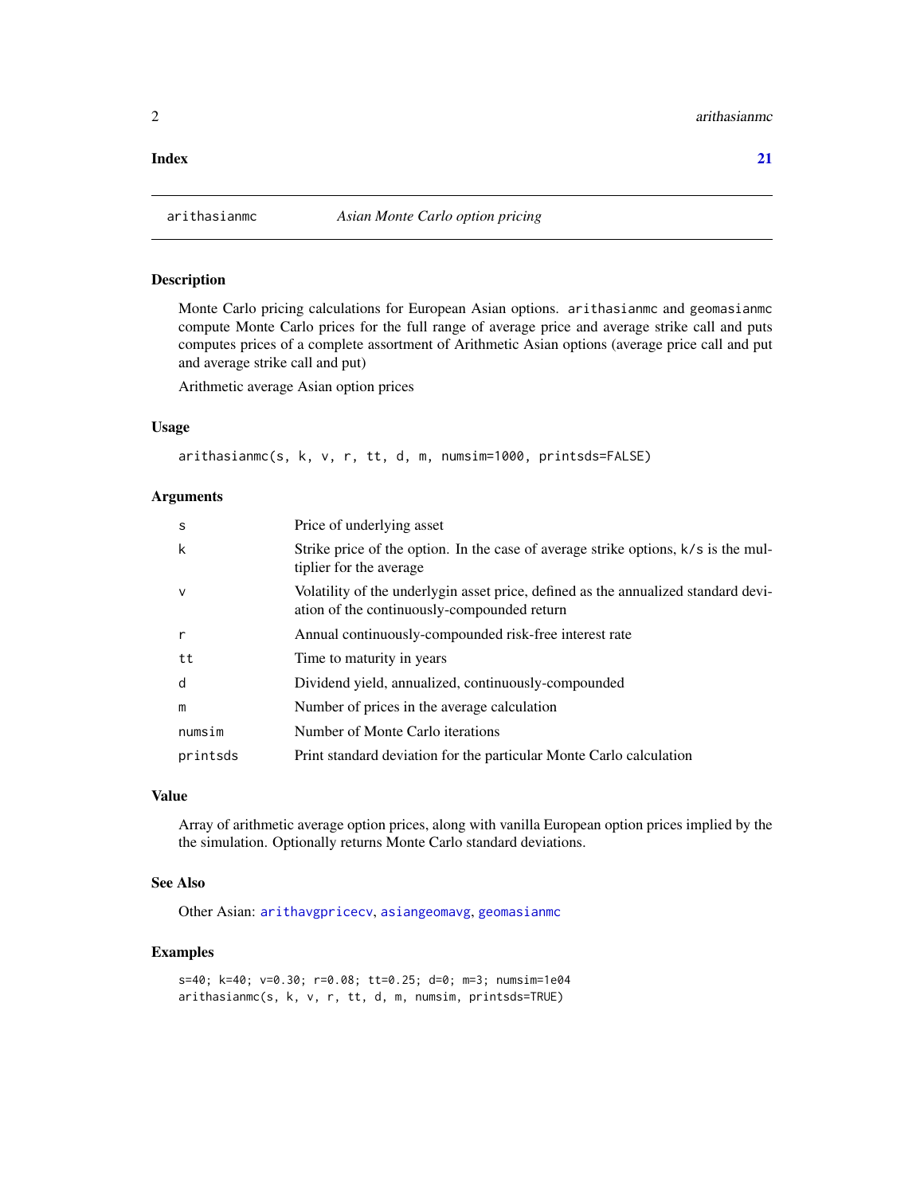**Index** 21

## arithasianmc — *Asian Monte Carlo option pricing*

### Description

Monte Carlo pricing calculations for European Asian options. `arithasianmc` and `geomasianmc` compute Monte Carlo prices for the full range of average price and average strike call and puts computes prices of a complete assortment of Arithmetic Asian options (average price call and put and average strike call and put)

Arithmetic average Asian option prices

### Usage

```
arithasianmc(s, k, v, r, tt, d, m, numsim=1000, printsds=FALSE)
```

### Arguments

| | |
|---|---|
| `s` | Price of underlying asset |
| `k` | Strike price of the option. In the case of average strike options, `k/s` is the multiplier for the average |
| `v` | Volatility of the underlygin asset price, defined as the annualized standard deviation of the continuously-compounded return |
| `r` | Annual continuously-compounded risk-free interest rate |
| `tt` | Time to maturity in years |
| `d` | Dividend yield, annualized, continuously-compounded |
| `m` | Number of prices in the average calculation |
| `numsim` | Number of Monte Carlo iterations |
| `printsds` | Print standard deviation for the particular Monte Carlo calculation |

### Value

Array of arithmetic average option prices, along with vanilla European option prices implied by the the simulation. Optionally returns Monte Carlo standard deviations.

### See Also

Other Asian: `arithavgpricecv`, `asiangeomavg`, `geomasianmc`

### Examples

```
s=40; k=40; v=0.30; r=0.08; tt=0.25; d=0; m=3; numsim=1e04
arithasianmc(s, k, v, r, tt, d, m, numsim, printsds=TRUE)
```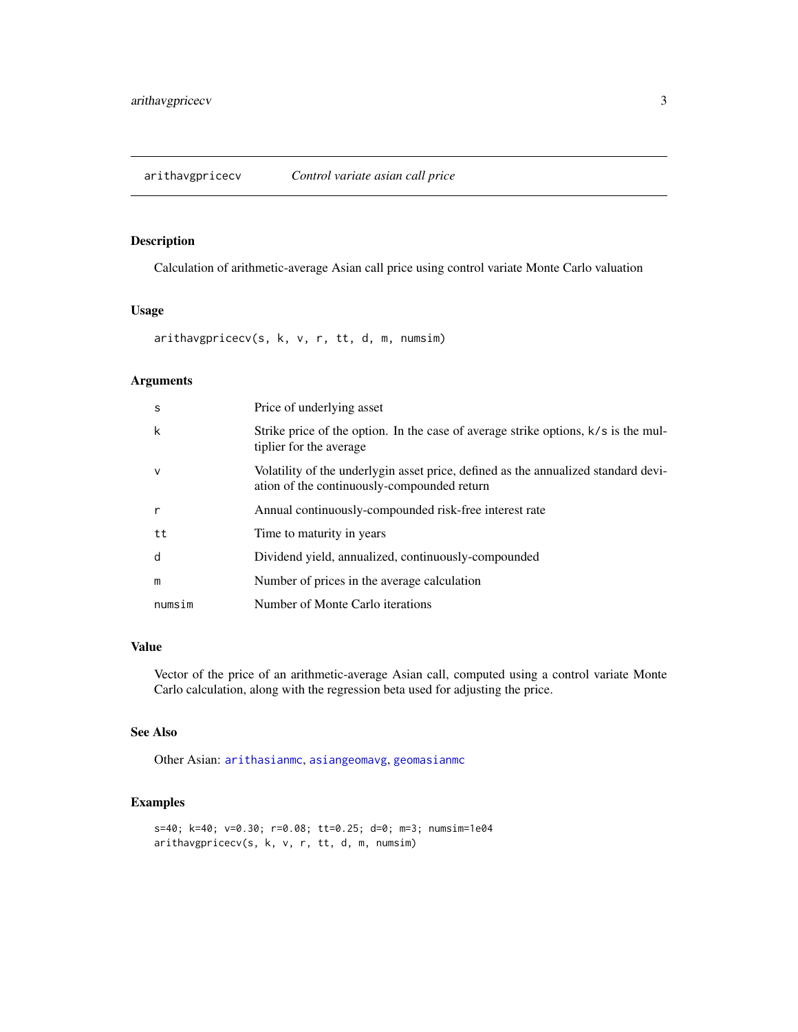# arithavgpricecv — *Control variate asian call price*

## Description

Calculation of arithmetic-average Asian call price using control variate Monte Carlo valuation

## Usage

```
arithavgpricecv(s, k, v, r, tt, d, m, numsim)
```

## Arguments

| | |
|---|---|
| `s` | Price of underlying asset |
| `k` | Strike price of the option. In the case of average strike options, `k/s` is the multiplier for the average |
| `v` | Volatility of the underlygin asset price, defined as the annualized standard deviation of the continuously-compounded return |
| `r` | Annual continuously-compounded risk-free interest rate |
| `tt` | Time to maturity in years |
| `d` | Dividend yield, annualized, continuously-compounded |
| `m` | Number of prices in the average calculation |
| `numsim` | Number of Monte Carlo iterations |

## Value

Vector of the price of an arithmetic-average Asian call, computed using a control variate Monte Carlo calculation, along with the regression beta used for adjusting the price.

## See Also

Other Asian: `arithasianmc`, `asiangeomavg`, `geomasianmc`

## Examples

```
s=40; k=40; v=0.30; r=0.08; tt=0.25; d=0; m=3; numsim=1e04
arithavgpricecv(s, k, v, r, tt, d, m, numsim)
```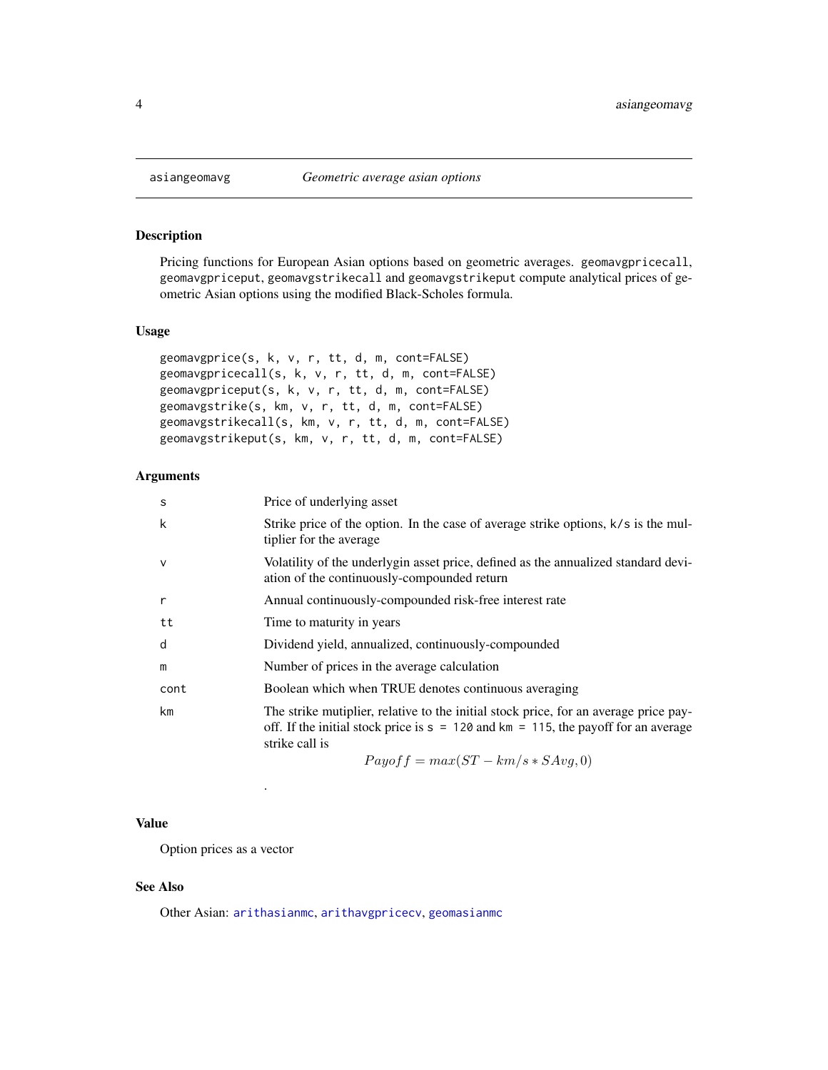# asiangeomavg — *Geometric average asian options*

## Description

Pricing functions for European Asian options based on geometric averages. `geomavgpricecall`, `geomavgpriceput`, `geomavgstrikecall` and `geomavgstrikeput` compute analytical prices of geometric Asian options using the modified Black-Scholes formula.

## Usage

```
geomavgprice(s, k, v, r, tt, d, m, cont=FALSE)
geomavgpricecall(s, k, v, r, tt, d, m, cont=FALSE)
geomavgpriceput(s, k, v, r, tt, d, m, cont=FALSE)
geomavgstrike(s, km, v, r, tt, d, m, cont=FALSE)
geomavgstrikecall(s, km, v, r, tt, d, m, cont=FALSE)
geomavgstrikeput(s, km, v, r, tt, d, m, cont=FALSE)
```

## Arguments

| | |
|---|---|
| `s` | Price of underlying asset |
| `k` | Strike price of the option. In the case of average strike options, `k/s` is the multiplier for the average |
| `v` | Volatility of the underlygin asset price, defined as the annualized standard deviation of the continuously-compounded return |
| `r` | Annual continuously-compounded risk-free interest rate |
| `tt` | Time to maturity in years |
| `d` | Dividend yield, annualized, continuously-compounded |
| `m` | Number of prices in the average calculation |
| `cont` | Boolean which when TRUE denotes continuous averaging |
| `km` | The strike multiplier, relative to the initial stock price, for an average price payoff. If the initial stock price is `s = 120` and `km = 115`, the payoff for an average strike call is $$Payoff = max(ST - km/s * SAvg, 0)$$ . |

## Value

Option prices as a vector

## See Also

Other Asian: `arithasianmc`, `arithavgpricecv`, `geomasianmc`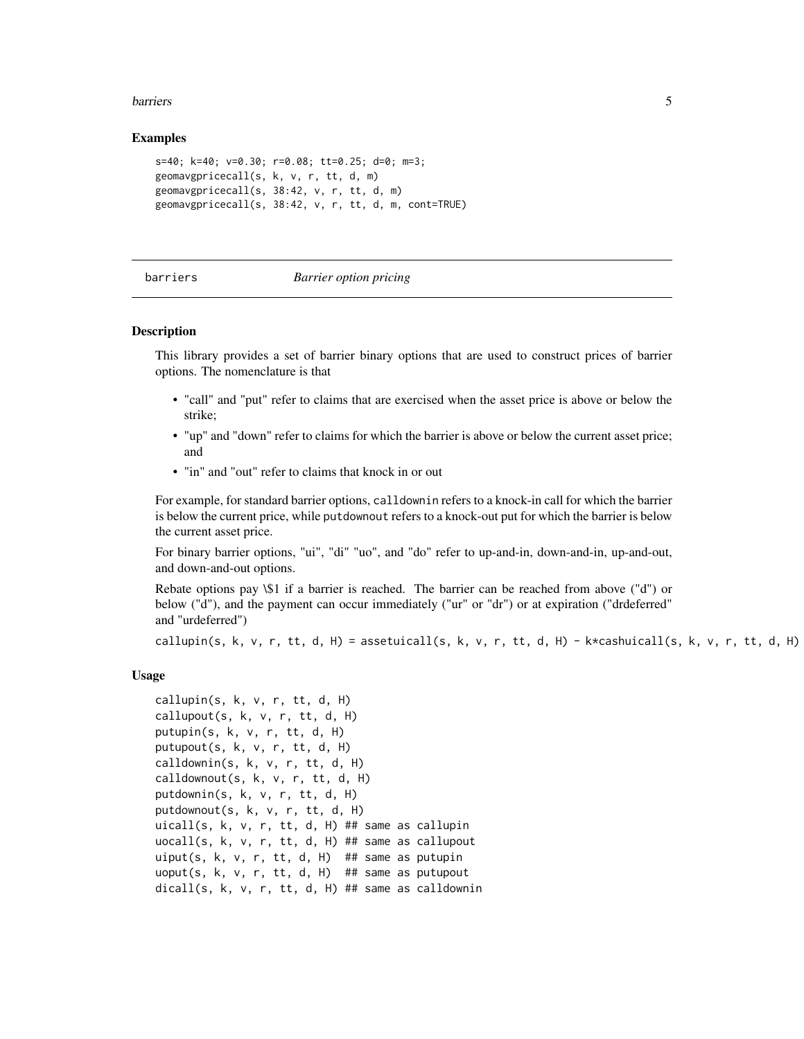## Examples

```
s=40; k=40; v=0.30; r=0.08; tt=0.25; d=0; m=3;
geomavgpricecall(s, k, v, r, tt, d, m)
geomavgpricecall(s, 38:42, v, r, tt, d, m)
geomavgpricecall(s, 38:42, v, r, tt, d, m, cont=TRUE)
```

# barriers *Barrier option pricing*

## Description

This library provides a set of barrier binary options that are used to construct prices of barrier options. The nomenclature is that

- "call" and "put" refer to claims that are exercised when the asset price is above or below the strike;
- "up" and "down" refer to claims for which the barrier is above or below the current asset price; and
- "in" and "out" refer to claims that knock in or out

For example, for standard barrier options, `calldownin` refers to a knock-in call for which the barrier is below the current price, while `putdownout` refers to a knock-out put for which the barrier is below the current asset price.

For binary barrier options, "ui", "di" "uo", and "do" refer to up-and-in, down-and-in, up-and-out, and down-and-out options.

Rebate options pay \$1 if a barrier is reached. The barrier can be reached from above ("d") or below ("d"), and the payment can occur immediately ("ur" or "dr") or at expiration ("drdeferred" and "urdeferred")

`callupin(s, k, v, r, tt, d, H) = assetuicall(s, k, v, r, tt, d, H) - k*cashuicall(s, k, v, r, tt, d, H)`

## Usage

```
callupin(s, k, v, r, tt, d, H)
callupout(s, k, v, r, tt, d, H)
putupin(s, k, v, r, tt, d, H)
putupout(s, k, v, r, tt, d, H)
calldownin(s, k, v, r, tt, d, H)
calldownout(s, k, v, r, tt, d, H)
putdownin(s, k, v, r, tt, d, H)
putdownout(s, k, v, r, tt, d, H)
uicall(s, k, v, r, tt, d, H) ## same as callupin
uocall(s, k, v, r, tt, d, H) ## same as callupout
uiput(s, k, v, r, tt, d, H)  ## same as putupin
uoput(s, k, v, r, tt, d, H)  ## same as putupout
dicall(s, k, v, r, tt, d, H) ## same as calldownin
```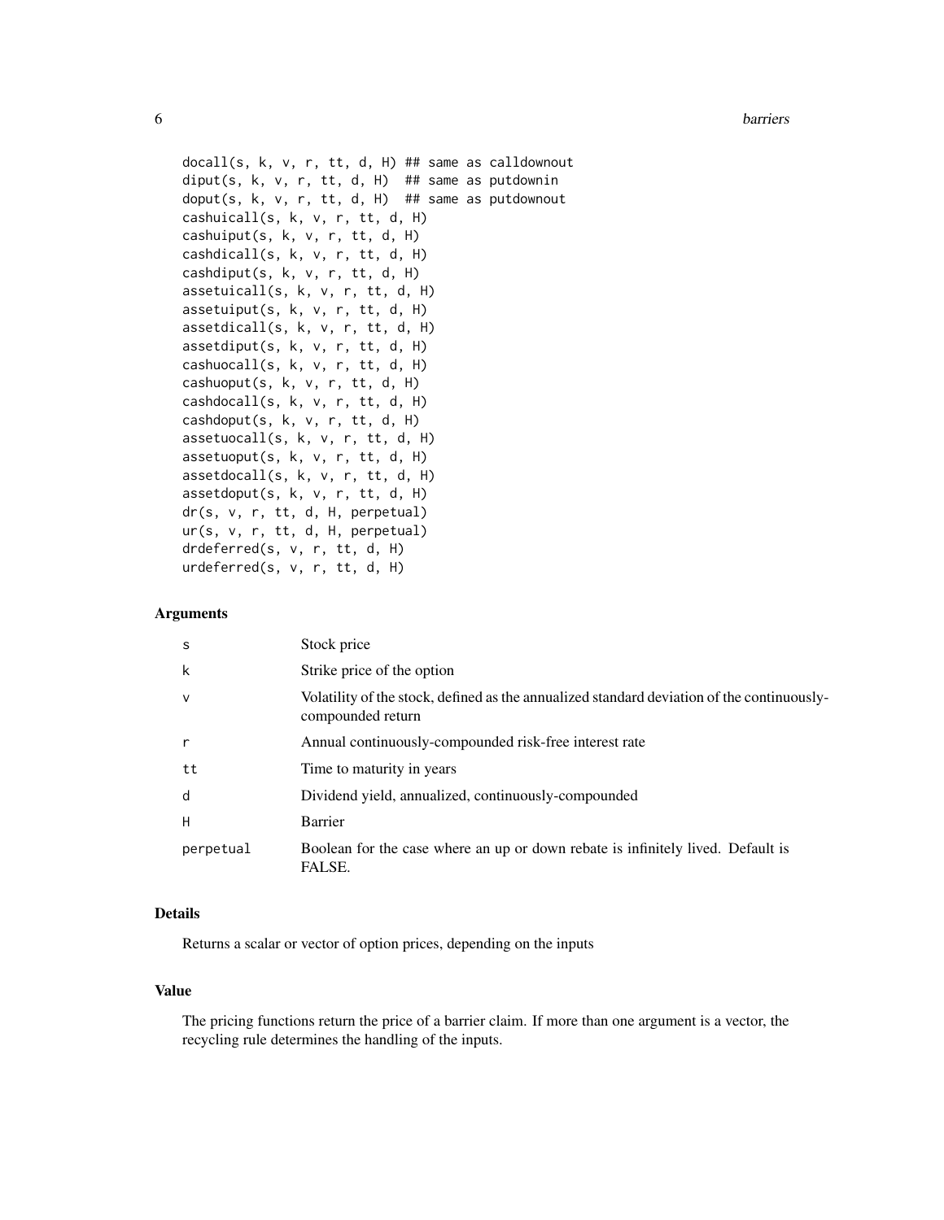```
docall(s, k, v, r, tt, d, H) ## same as calldownout
diput(s, k, v, r, tt, d, H)  ## same as putdownin
doput(s, k, v, r, tt, d, H)  ## same as putdownout
cashuicall(s, k, v, r, tt, d, H)
cashuiput(s, k, v, r, tt, d, H)
cashdicall(s, k, v, r, tt, d, H)
cashdiput(s, k, v, r, tt, d, H)
assetuicall(s, k, v, r, tt, d, H)
assetuiput(s, k, v, r, tt, d, H)
assetdicall(s, k, v, r, tt, d, H)
assetdiput(s, k, v, r, tt, d, H)
cashuocall(s, k, v, r, tt, d, H)
cashuoput(s, k, v, r, tt, d, H)
cashdocall(s, k, v, r, tt, d, H)
cashdoput(s, k, v, r, tt, d, H)
assetuocall(s, k, v, r, tt, d, H)
assetuoput(s, k, v, r, tt, d, H)
assetdocall(s, k, v, r, tt, d, H)
assetdoput(s, k, v, r, tt, d, H)
dr(s, v, r, tt, d, H, perpetual)
ur(s, v, r, tt, d, H, perpetual)
drdeferred(s, v, r, tt, d, H)
urdeferred(s, v, r, tt, d, H)
```

### Arguments

| | |
|---|---|
| s | Stock price |
| k | Strike price of the option |
| v | Volatility of the stock, defined as the annualized standard deviation of the continuously-compounded return |
| r | Annual continuously-compounded risk-free interest rate |
| tt | Time to maturity in years |
| d | Dividend yield, annualized, continuously-compounded |
| H | Barrier |
| perpetual | Boolean for the case where an up or down rebate is infinitely lived. Default is FALSE. |

### Details

Returns a scalar or vector of option prices, depending on the inputs

### Value

The pricing functions return the price of a barrier claim. If more than one argument is a vector, the recycling rule determines the handling of the inputs.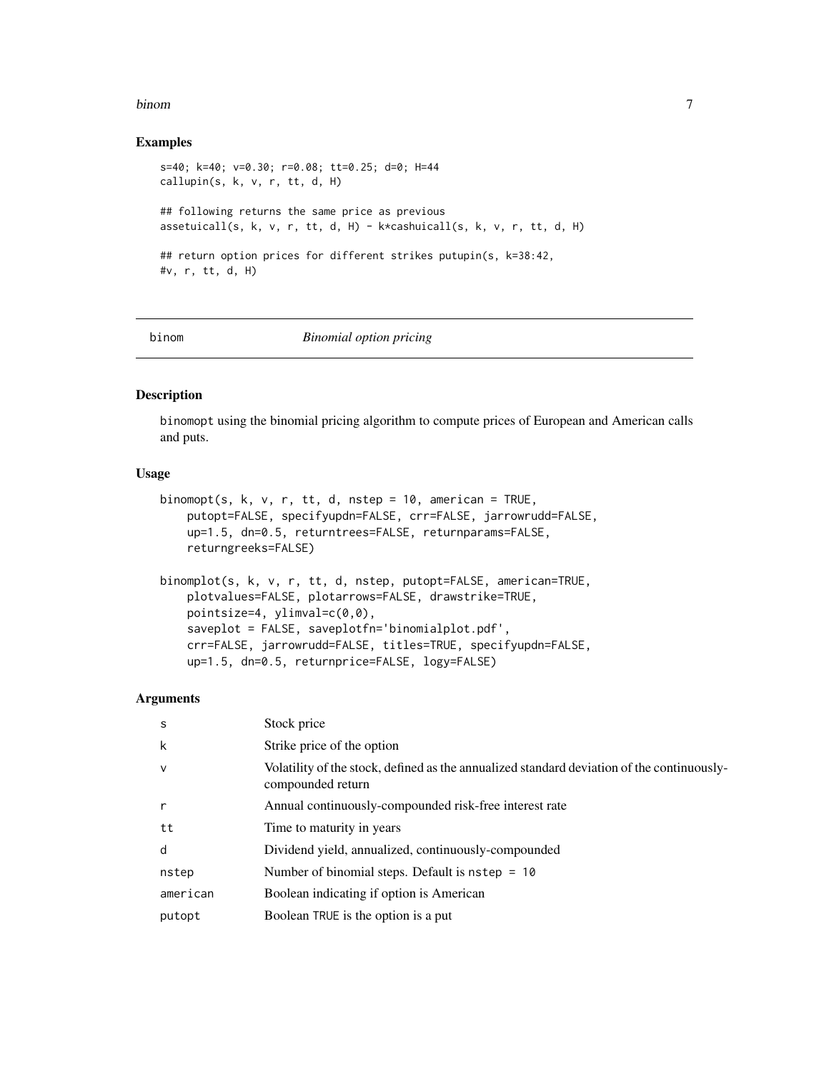## Examples

```
s=40; k=40; v=0.30; r=0.08; tt=0.25; d=0; H=44
callupin(s, k, v, r, tt, d, H)

## following returns the same price as previous
assetuicall(s, k, v, r, tt, d, H) - k*cashuicall(s, k, v, r, tt, d, H)

## return option prices for different strikes putupin(s, k=38:42,
#v, r, tt, d, H)
```

---

# binom *Binomial option pricing*

## Description

binomopt using the binomial pricing algorithm to compute prices of European and American calls and puts.

## Usage

```
binomopt(s, k, v, r, tt, d, nstep = 10, american = TRUE,
    putopt=FALSE, specifyupdn=FALSE, crr=FALSE, jarrowrudd=FALSE,
    up=1.5, dn=0.5, returntrees=FALSE, returnparams=FALSE,
    returngreeks=FALSE)

binomplot(s, k, v, r, tt, d, nstep, putopt=FALSE, american=TRUE,
    plotvalues=FALSE, plotarrows=FALSE, drawstrike=TRUE,
    pointsize=4, ylimval=c(0,0),
    saveplot = FALSE, saveplotfn='binomialplot.pdf',
    crr=FALSE, jarrowrudd=FALSE, titles=TRUE, specifyupdn=FALSE,
    up=1.5, dn=0.5, returnprice=FALSE, logy=FALSE)
```

## Arguments

| | |
|---|---|
| s | Stock price |
| k | Strike price of the option |
| v | Volatility of the stock, defined as the annualized standard deviation of the continuously-compounded return |
| r | Annual continuously-compounded risk-free interest rate |
| tt | Time to maturity in years |
| d | Dividend yield, annualized, continuously-compounded |
| nstep | Number of binomial steps. Default is nstep = 10 |
| american | Boolean indicating if option is American |
| putopt | Boolean TRUE is the option is a put |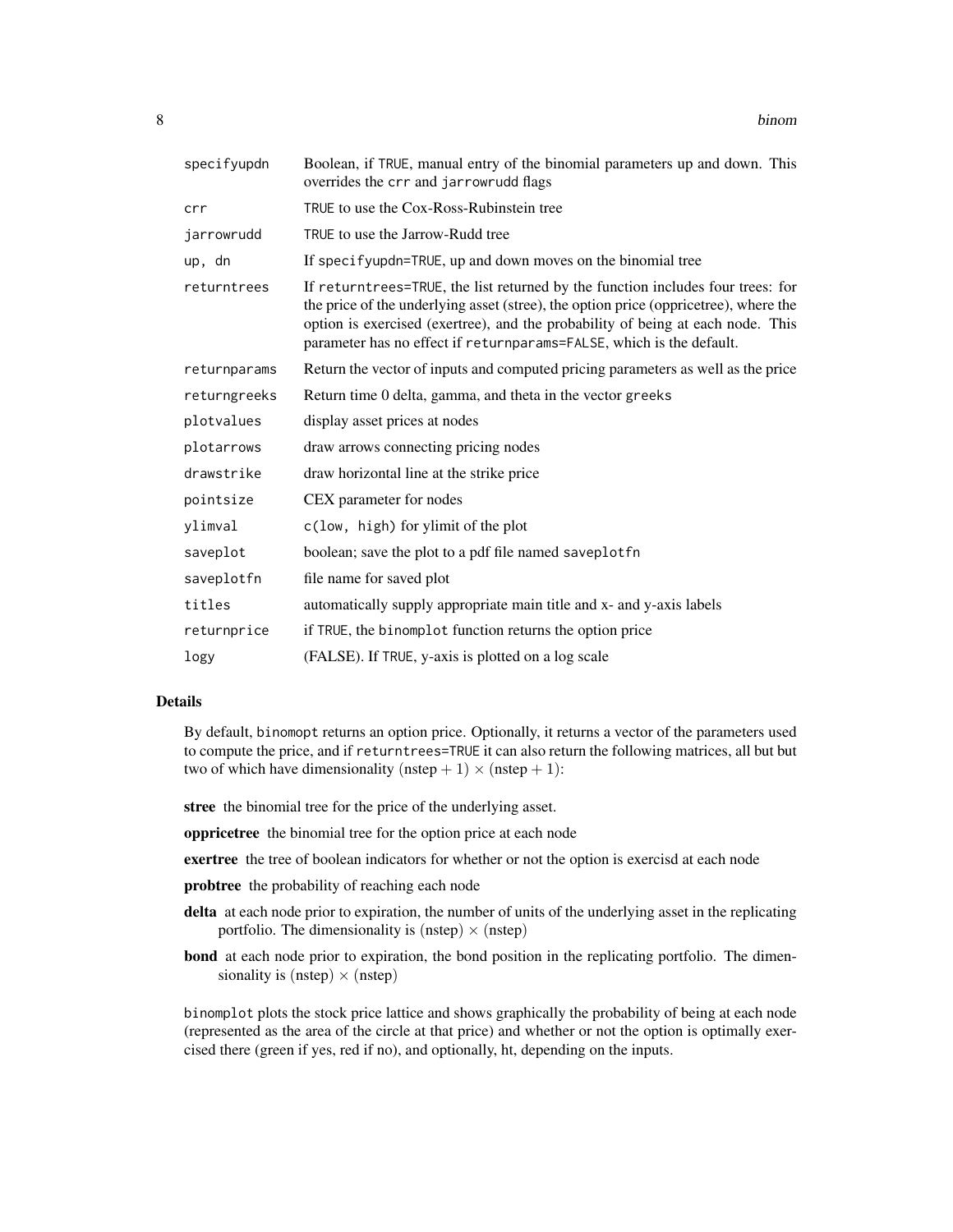| | |
|---|---|
| `specifyupdn` | Boolean, if TRUE, manual entry of the binomial parameters up and down. This overrides the `crr` and `jarrowrudd` flags |
| `crr` | TRUE to use the Cox-Ross-Rubinstein tree |
| `jarrowrudd` | TRUE to use the Jarrow-Rudd tree |
| `up, dn` | If `specifyupdn=TRUE`, up and down moves on the binomial tree |
| `returntrees` | If `returntrees=TRUE`, the list returned by the function includes four trees: for the price of the underlying asset (stree), the option price (oppricetree), where the option is exercised (exertree), and the probability of being at each node. This parameter has no effect if `returnparams=FALSE`, which is the default. |
| `returnparams` | Return the vector of inputs and computed pricing parameters as well as the price |
| `returngreeks` | Return time 0 delta, gamma, and theta in the vector `greeks` |
| `plotvalues` | display asset prices at nodes |
| `plotarrows` | draw arrows connecting pricing nodes |
| `drawstrike` | draw horizontal line at the strike price |
| `pointsize` | CEX parameter for nodes |
| `ylimval` | `c(low, high)` for ylimit of the plot |
| `saveplot` | boolean; save the plot to a pdf file named `saveplotfn` |
| `saveplotfn` | file name for saved plot |
| `titles` | automatically supply appropriate main title and x- and y-axis labels |
| `returnprice` | if TRUE, the `binomplot` function returns the option price |
| `logy` | (FALSE). If TRUE, y-axis is plotted on a log scale |

## Details

By default, `binomopt` returns an option price. Optionally, it returns a vector of the parameters used to compute the price, and if `returntrees=TRUE` it can also return the following matrices, all but but two of which have dimensionality $(\text{nstep} + 1) \times (\text{nstep} + 1)$:

**stree** the binomial tree for the price of the underlying asset.

**oppricetree** the binomial tree for the option price at each node

**exertree** the tree of boolean indicators for whether or not the option is exercisd at each node

**probtree** the probability of reaching each node

**delta** at each node prior to expiration, the number of units of the underlying asset in the replicating portfolio. The dimensionality is $(\text{nstep}) \times (\text{nstep})$

**bond** at each node prior to expiration, the bond position in the replicating portfolio. The dimensionality is $(\text{nstep}) \times (\text{nstep})$

`binomplot` plots the stock price lattice and shows graphically the probability of being at each node (represented as the area of the circle at that price) and whether or not the option is optimally exercised there (green if yes, red if no), and optionally, ht, depending on the inputs.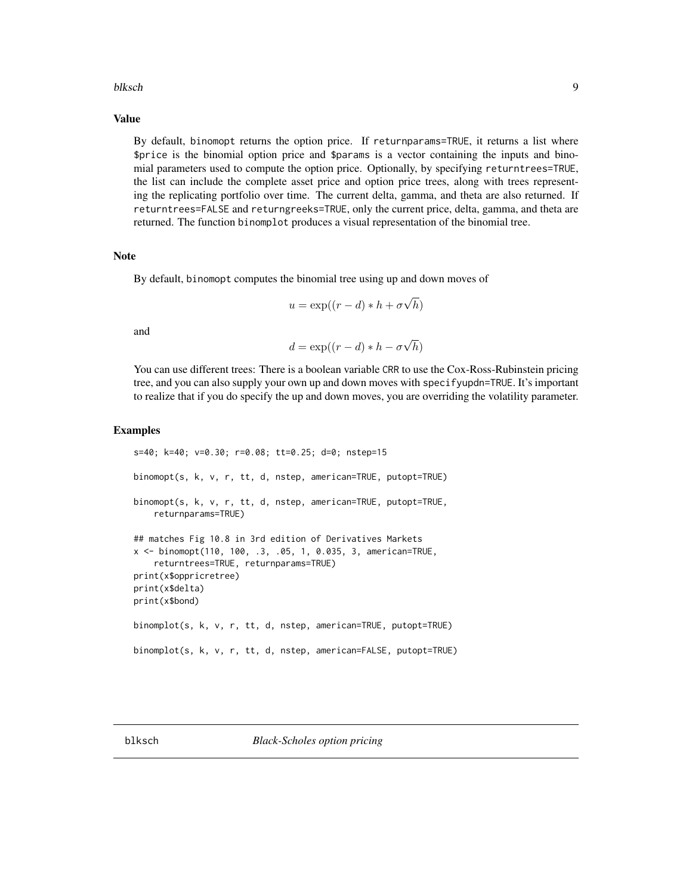## Value

By default, binomopt returns the option price. If returnparams=TRUE, it returns a list where $price is the binomial option price and $params is a vector containing the inputs and binomial parameters used to compute the option price. Optionally, by specifying returntrees=TRUE, the list can include the complete asset price and option price trees, along with trees representing the replicating portfolio over time. The current delta, gamma, and theta are also returned. If returntrees=FALSE and returngreeks=TRUE, only the current price, delta, gamma, and theta are returned. The function binomplot produces a visual representation of the binomial tree.

## Note

By default, binomopt computes the binomial tree using up and down moves of

$$u = \exp((r - d) * h + \sigma\sqrt{h})$$

and

$$d = \exp((r - d) * h - \sigma\sqrt{h})$$

You can use different trees: There is a boolean variable CRR to use the Cox-Ross-Rubinstein pricing tree, and you can also supply your own up and down moves with specifyupdn=TRUE. It's important to realize that if you do specify the up and down moves, you are overriding the volatility parameter.

## Examples

```
s=40; k=40; v=0.30; r=0.08; tt=0.25; d=0; nstep=15

binomopt(s, k, v, r, tt, d, nstep, american=TRUE, putopt=TRUE)

binomopt(s, k, v, r, tt, d, nstep, american=TRUE, putopt=TRUE,
    returnparams=TRUE)

## matches Fig 10.8 in 3rd edition of Derivatives Markets
x <- binomopt(110, 100, .3, .05, 1, 0.035, 3, american=TRUE,
    returntrees=TRUE, returnparams=TRUE)
print(x$oppricretree)
print(x$delta)
print(x$bond)

binomplot(s, k, v, r, tt, d, nstep, american=TRUE, putopt=TRUE)

binomplot(s, k, v, r, tt, d, nstep, american=FALSE, putopt=TRUE)
```

---

blksch *Black-Scholes option pricing*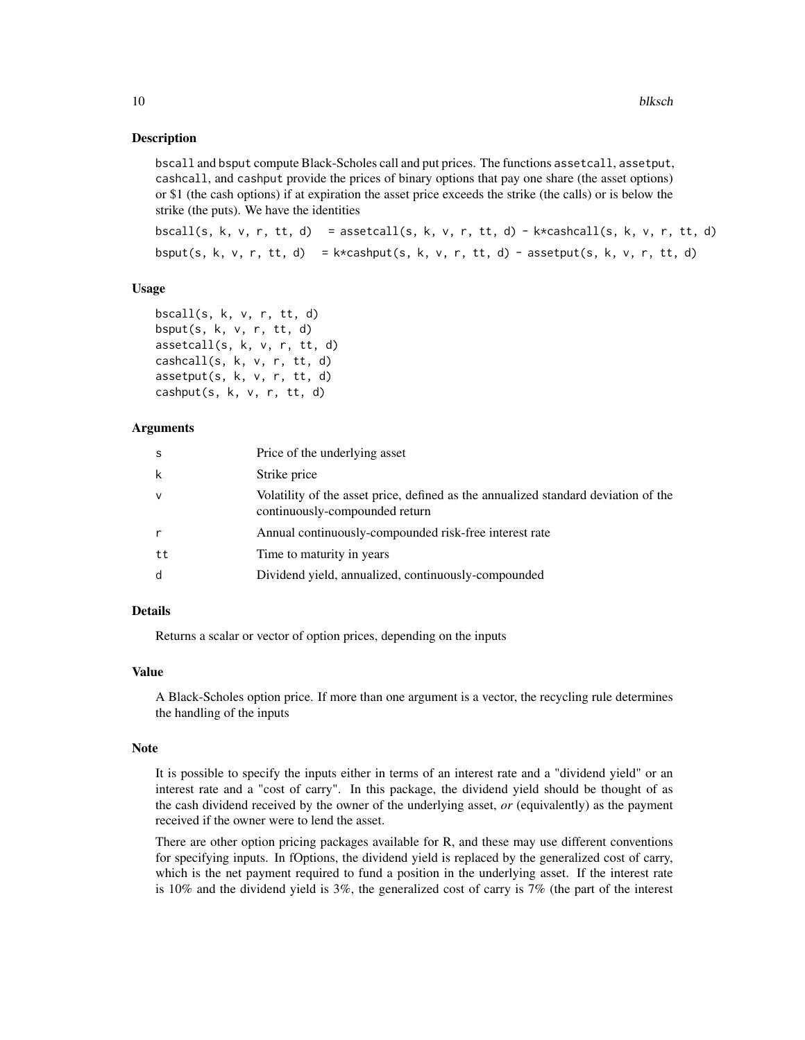## Description

bscall and bsput compute Black-Scholes call and put prices. The functions assetcall, assetput, cashcall, and cashput provide the prices of binary options that pay one share (the asset options) or $1 (the cash options) if at expiration the asset price exceeds the strike (the calls) or is below the strike (the puts). We have the identities

```
bscall(s, k, v, r, tt, d)  = assetcall(s, k, v, r, tt, d) - k*cashcall(s, k, v, r, tt, d)
bsput(s, k, v, r, tt, d)  = k*cashput(s, k, v, r, tt, d) - assetput(s, k, v, r, tt, d)
```

## Usage

```
bscall(s, k, v, r, tt, d)
bsput(s, k, v, r, tt, d)
assetcall(s, k, v, r, tt, d)
cashcall(s, k, v, r, tt, d)
assetput(s, k, v, r, tt, d)
cashput(s, k, v, r, tt, d)
```

## Arguments

| | |
|---|---|
| s | Price of the underlying asset |
| k | Strike price |
| v | Volatility of the asset price, defined as the annualized standard deviation of the continuously-compounded return |
| r | Annual continuously-compounded risk-free interest rate |
| tt | Time to maturity in years |
| d | Dividend yield, annualized, continuously-compounded |

## Details

Returns a scalar or vector of option prices, depending on the inputs

## Value

A Black-Scholes option price. If more than one argument is a vector, the recycling rule determines the handling of the inputs

## Note

It is possible to specify the inputs either in terms of an interest rate and a "dividend yield" or an interest rate and a "cost of carry". In this package, the dividend yield should be thought of as the cash dividend received by the owner of the underlying asset, *or* (equivalently) as the payment received if the owner were to lend the asset.

There are other option pricing packages available for R, and these may use different conventions for specifying inputs. In fOptions, the dividend yield is replaced by the generalized cost of carry, which is the net payment required to fund a position in the underlying asset. If the interest rate is 10% and the dividend yield is 3%, the generalized cost of carry is 7% (the part of the interest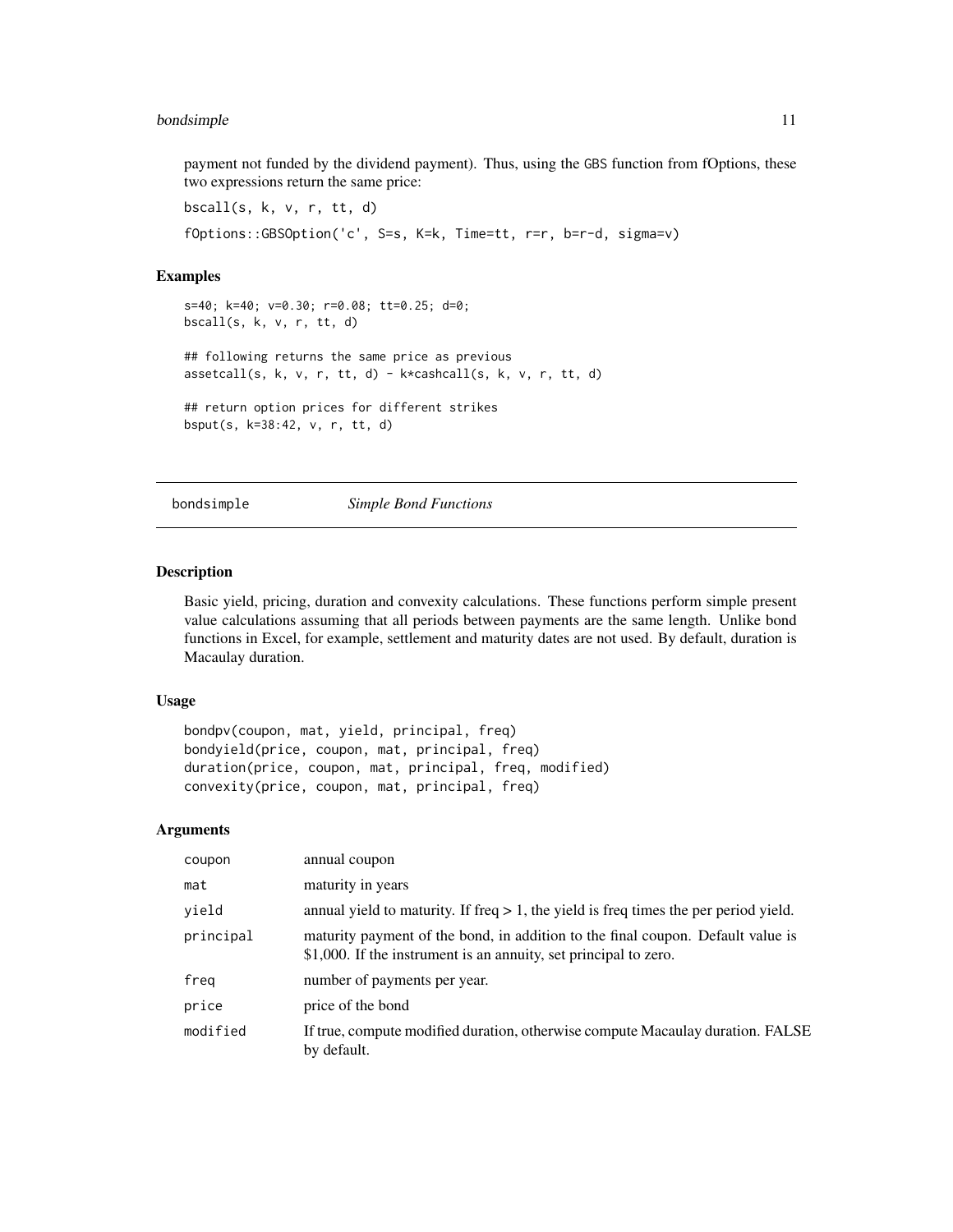payment not funded by the dividend payment). Thus, using the GBS function from fOptions, these two expressions return the same price:

`bscall(s, k, v, r, tt, d)`

`fOptions::GBSOption('c', S=s, K=k, Time=tt, r=r, b=r-d, sigma=v)`

### Examples

```
s=40; k=40; v=0.30; r=0.08; tt=0.25; d=0;
bscall(s, k, v, r, tt, d)

## following returns the same price as previous
assetcall(s, k, v, r, tt, d) - k*cashcall(s, k, v, r, tt, d)

## return option prices for different strikes
bsput(s, k=38:42, v, r, tt, d)
```

---

## bondsimple *Simple Bond Functions*

---

### Description

Basic yield, pricing, duration and convexity calculations. These functions perform simple present value calculations assuming that all periods between payments are the same length. Unlike bond functions in Excel, for example, settlement and maturity dates are not used. By default, duration is Macaulay duration.

### Usage

```
bondpv(coupon, mat, yield, principal, freq)
bondyield(price, coupon, mat, principal, freq)
duration(price, coupon, mat, principal, freq, modified)
convexity(price, coupon, mat, principal, freq)
```

### Arguments

| | |
|---|---|
| `coupon` | annual coupon |
| `mat` | maturity in years |
| `yield` | annual yield to maturity. If freq > 1, the yield is freq times the per period yield. |
| `principal` | maturity payment of the bond, in addition to the final coupon. Default value is $1,000. If the instrument is an annuity, set principal to zero. |
| `freq` | number of payments per year. |
| `price` | price of the bond |
| `modified` | If true, compute modified duration, otherwise compute Macaulay duration. FALSE by default. |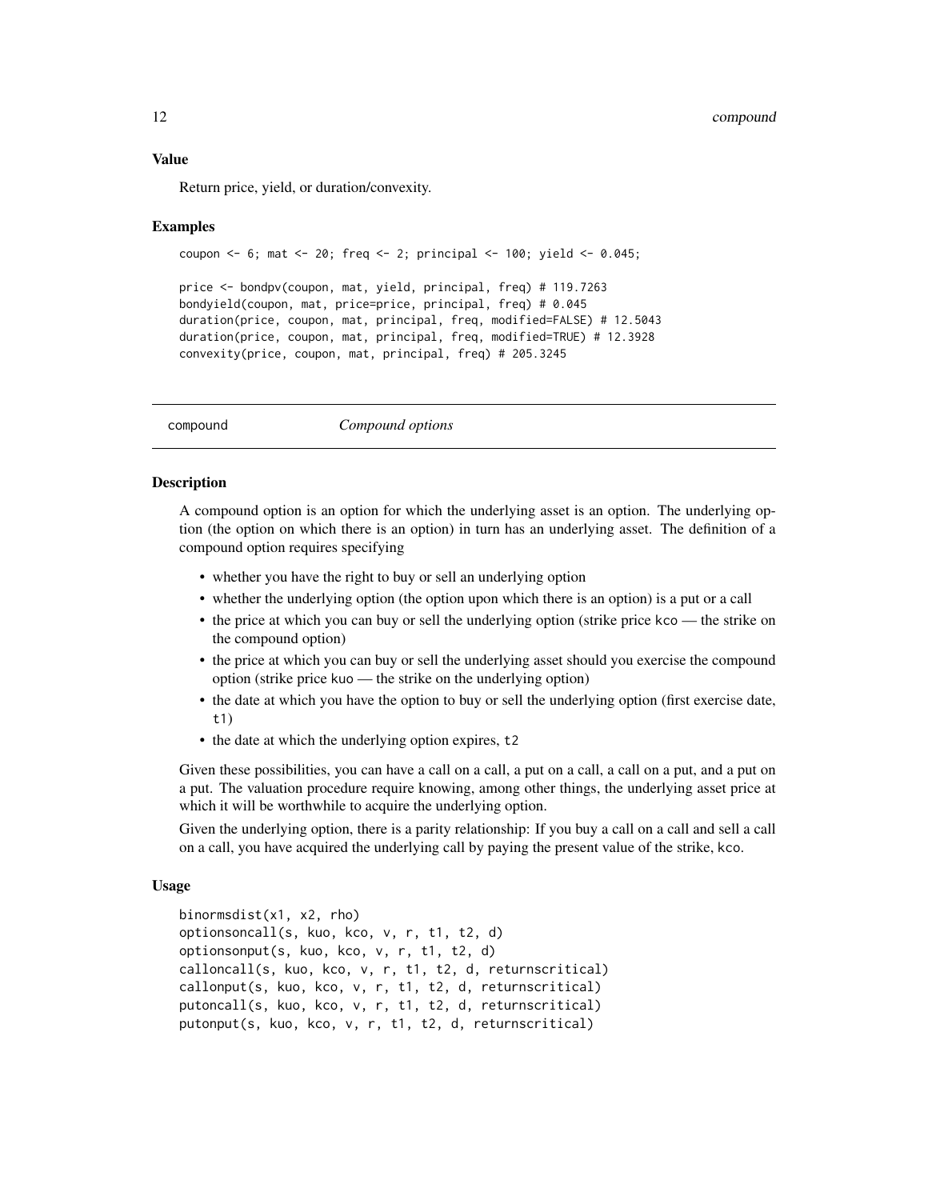### Value

Return price, yield, or duration/convexity.

### Examples

```
coupon <- 6; mat <- 20; freq <- 2; principal <- 100; yield <- 0.045;

price <- bondpv(coupon, mat, yield, principal, freq) # 119.7263
bondyield(coupon, mat, price=price, principal, freq) # 0.045
duration(price, coupon, mat, principal, freq, modified=FALSE) # 12.5043
duration(price, coupon, mat, principal, freq, modified=TRUE) # 12.3928
convexity(price, coupon, mat, principal, freq) # 205.3245
```

---

## compound — *Compound options*

### Description

A compound option is an option for which the underlying asset is an option. The underlying option (the option on which there is an option) in turn has an underlying asset. The definition of a compound option requires specifying

- whether you have the right to buy or sell an underlying option
- whether the underlying option (the option upon which there is an option) is a put or a call
- the price at which you can buy or sell the underlying option (strike price `kco` — the strike on the compound option)
- the price at which you can buy or sell the underlying asset should you exercise the compound option (strike price `kuo` — the strike on the underlying option)
- the date at which you have the option to buy or sell the underlying option (first exercise date, `t1`)
- the date at which the underlying option expires, `t2`

Given these possibilities, you can have a call on a call, a put on a call, a call on a put, and a put on a put. The valuation procedure require knowing, among other things, the underlying asset price at which it will be worthwhile to acquire the underlying option.

Given the underlying option, there is a parity relationship: If you buy a call on a call and sell a call on a call, you have acquired the underlying call by paying the present value of the strike, `kco`.

### Usage

```
binormsdist(x1, x2, rho)
optionsoncall(s, kuo, kco, v, r, t1, t2, d)
optionsonput(s, kuo, kco, v, r, t1, t2, d)
calloncall(s, kuo, kco, v, r, t1, t2, d, returnscritical)
callonput(s, kuo, kco, v, r, t1, t2, d, returnscritical)
putoncall(s, kuo, kco, v, r, t1, t2, d, returnscritical)
putonput(s, kuo, kco, v, r, t1, t2, d, returnscritical)
```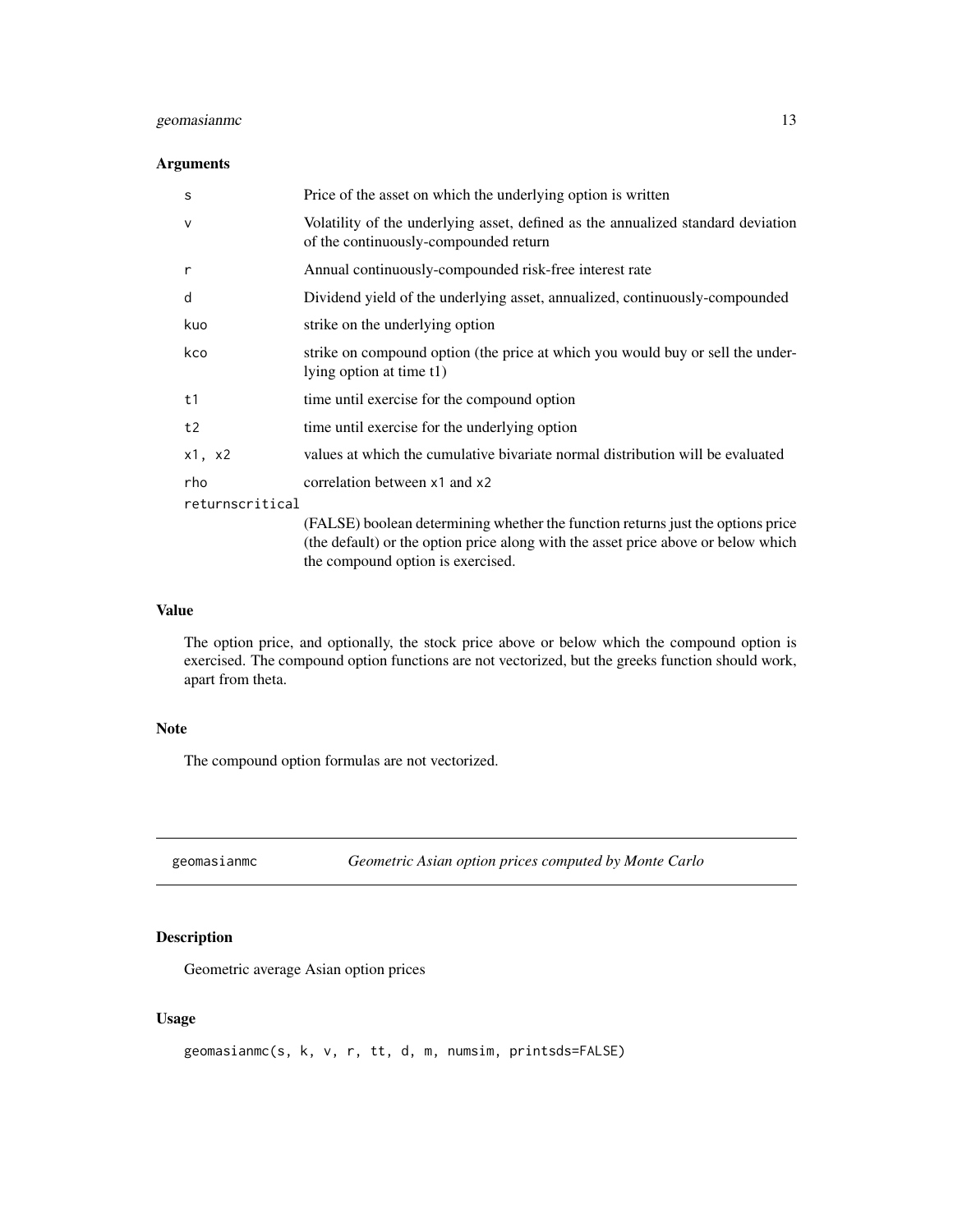## Arguments

| | |
|---|---|
| s | Price of the asset on which the underlying option is written |
| v | Volatility of the underlying asset, defined as the annualized standard deviation of the continuously-compounded return |
| r | Annual continuously-compounded risk-free interest rate |
| d | Dividend yield of the underlying asset, annualized, continuously-compounded |
| kuo | strike on the underlying option |
| kco | strike on compound option (the price at which you would buy or sell the underlying option at time t1) |
| t1 | time until exercise for the compound option |
| t2 | time until exercise for the underlying option |
| x1, x2 | values at which the cumulative bivariate normal distribution will be evaluated |
| rho | correlation between x1 and x2 |
| returnscritical | (FALSE) boolean determining whether the function returns just the options price (the default) or the option price along with the asset price above or below which the compound option is exercised. |

## Value

The option price, and optionally, the stock price above or below which the compound option is exercised. The compound option functions are not vectorized, but the greeks function should work, apart from theta.

## Note

The compound option formulas are not vectorized.

---

# geomasianmc — *Geometric Asian option prices computed by Monte Carlo*

## Description

Geometric average Asian option prices

## Usage

```
geomasianmc(s, k, v, r, tt, d, m, numsim, printsds=FALSE)
```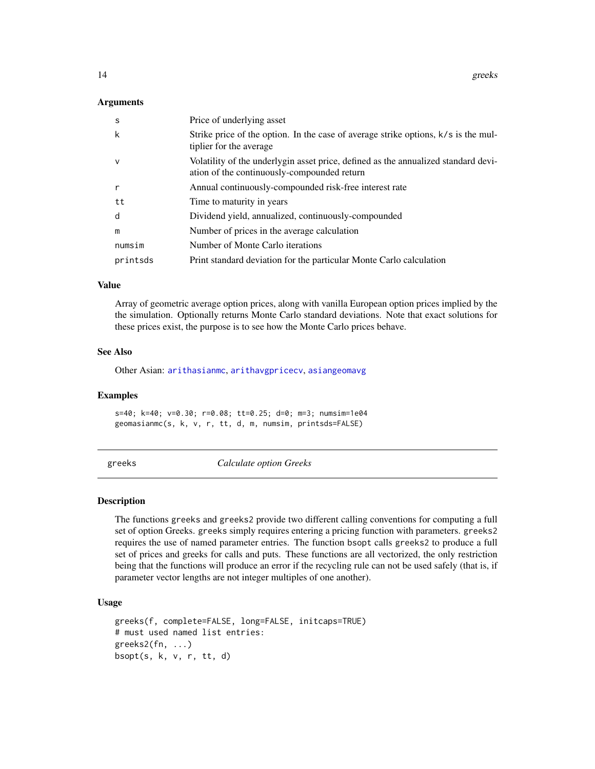## Arguments

| | |
|---|---|
| s | Price of underlying asset |
| k | Strike price of the option. In the case of average strike options, k/s is the multiplier for the average |
| v | Volatility of the underlygin asset price, defined as the annualized standard deviation of the continuously-compounded return |
| r | Annual continuously-compounded risk-free interest rate |
| tt | Time to maturity in years |
| d | Dividend yield, annualized, continuously-compounded |
| m | Number of prices in the average calculation |
| numsim | Number of Monte Carlo iterations |
| printsds | Print standard deviation for the particular Monte Carlo calculation |

## Value

Array of geometric average option prices, along with vanilla European option prices implied by the the simulation. Optionally returns Monte Carlo standard deviations. Note that exact solutions for these prices exist, the purpose is to see how the Monte Carlo prices behave.

## See Also

Other Asian: arithasianmc, arithavgpricecv, asiangeomavg

## Examples

```
s=40; k=40; v=0.30; r=0.08; tt=0.25; d=0; m=3; numsim=1e04
geomasianmc(s, k, v, r, tt, d, m, numsim, printsds=FALSE)
```

# greeks — *Calculate option Greeks*

## Description

The functions greeks and greeks2 provide two different calling conventions for computing a full set of option Greeks. greeks simply requires entering a pricing function with parameters. greeks2 requires the use of named parameter entries. The function bsopt calls greeks2 to produce a full set of prices and greeks for calls and puts. These functions are all vectorized, the only restriction being that the functions will produce an error if the recycling rule can not be used safely (that is, if parameter vector lengths are not integer multiples of one another).

## Usage

```
greeks(f, complete=FALSE, long=FALSE, initcaps=TRUE)
# must used named list entries:
greeks2(fn, ...)
bsopt(s, k, v, r, tt, d)
```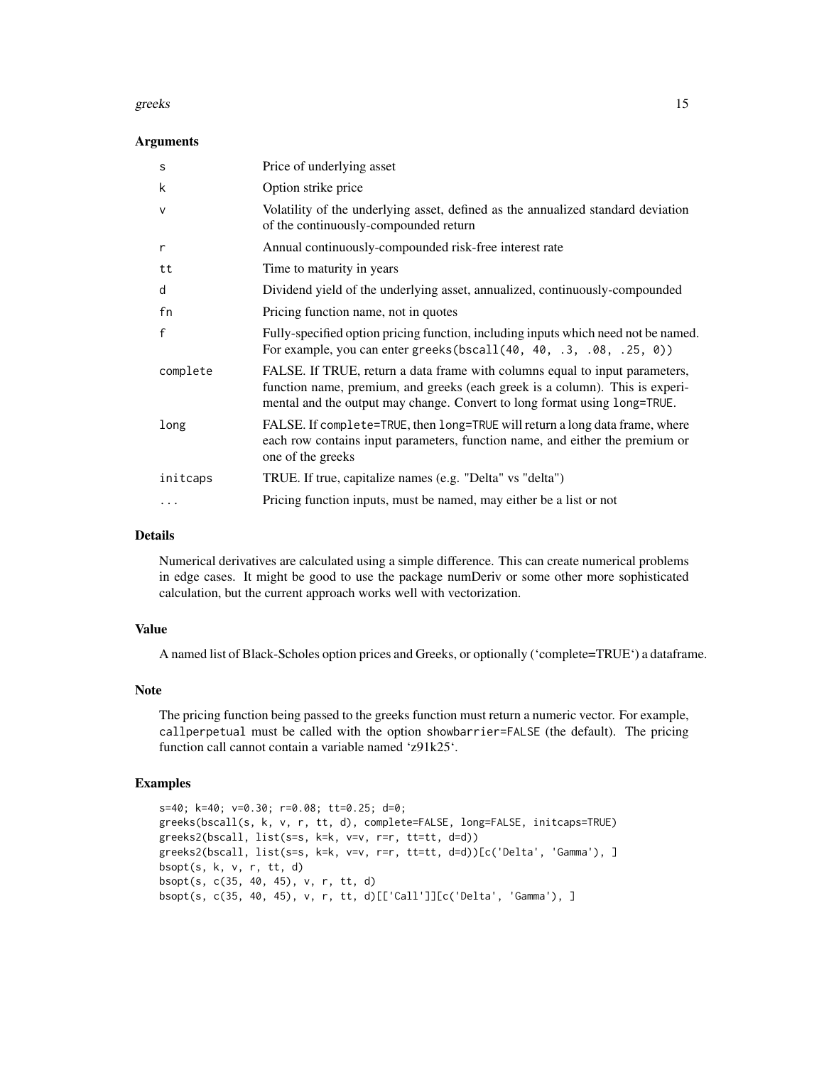### Arguments

| | |
|---|---|
| s | Price of underlying asset |
| k | Option strike price |
| v | Volatility of the underlying asset, defined as the annualized standard deviation of the continuously-compounded return |
| r | Annual continuously-compounded risk-free interest rate |
| tt | Time to maturity in years |
| d | Dividend yield of the underlying asset, annualized, continuously-compounded |
| fn | Pricing function name, not in quotes |
| f | Fully-specified option pricing function, including inputs which need not be named. For example, you can enter `greeks(bscall(40, 40, .3, .08, .25, 0))` |
| complete | FALSE. If TRUE, return a data frame with columns equal to input parameters, function name, premium, and greeks (each greek is a column). This is experimental and the output may change. Convert to long format using `long=TRUE`. |
| long | FALSE. If `complete=TRUE`, then `long=TRUE` will return a long data frame, where each row contains input parameters, function name, and either the premium or one of the greeks |
| initcaps | TRUE. If true, capitalize names (e.g. "Delta" vs "delta") |
| ... | Pricing function inputs, must be named, may either be a list or not |

### Details

Numerical derivatives are calculated using a simple difference. This can create numerical problems in edge cases. It might be good to use the package numDeriv or some other more sophisticated calculation, but the current approach works well with vectorization.

### Value

A named list of Black-Scholes option prices and Greeks, or optionally (‘complete=TRUE‘) a dataframe.

### Note

The pricing function being passed to the greeks function must return a numeric vector. For example, `callperpetual` must be called with the option `showbarrier=FALSE` (the default). The pricing function call cannot contain a variable named ‘z91k25‘.

### Examples

```
s=40; k=40; v=0.30; r=0.08; tt=0.25; d=0;
greeks(bscall(s, k, v, r, tt, d), complete=FALSE, long=FALSE, initcaps=TRUE)
greeks2(bscall, list(s=s, k=k, v=v, r=r, tt=tt, d=d))
greeks2(bscall, list(s=s, k=k, v=v, r=r, tt=tt, d=d))[c('Delta', 'Gamma'), ]
bsopt(s, k, v, r, tt, d)
bsopt(s, c(35, 40, 45), v, r, tt, d)
bsopt(s, c(35, 40, 45), v, r, tt, d)[['Call']][c('Delta', 'Gamma'), ]
```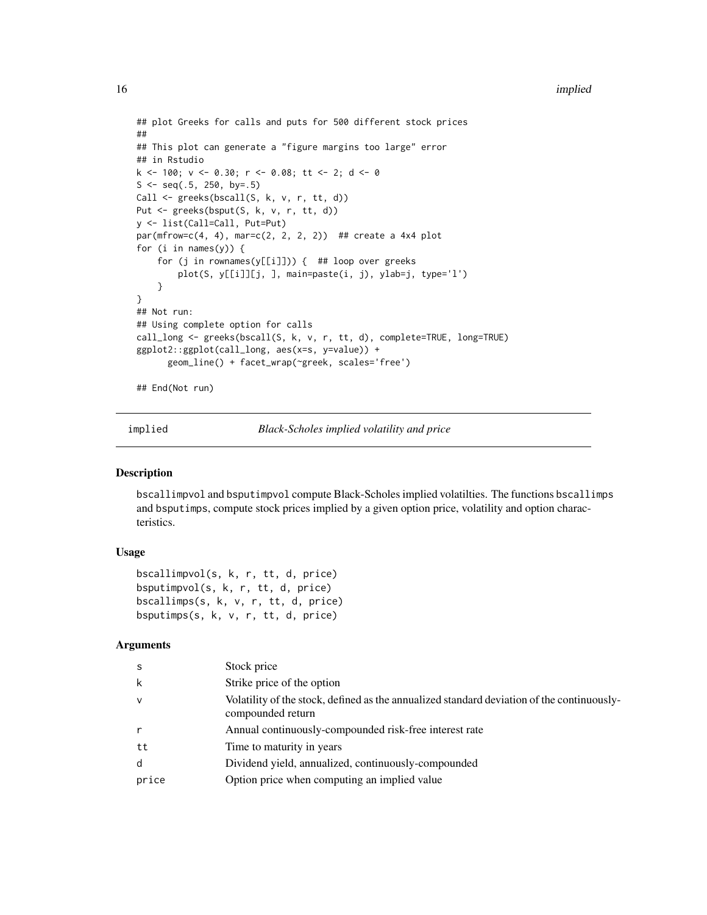```
## plot Greeks for calls and puts for 500 different stock prices
##
## This plot can generate a "figure margins too large" error
## in Rstudio
k <- 100; v <- 0.30; r <- 0.08; tt <- 2; d <- 0
S <- seq(.5, 250, by=.5)
Call <- greeks(bscall(S, k, v, r, tt, d))
Put <- greeks(bsput(S, k, v, r, tt, d))
y <- list(Call=Call, Put=Put)
par(mfrow=c(4, 4), mar=c(2, 2, 2, 2))  ## create a 4x4 plot
for (i in names(y)) {
    for (j in rownames(y[[i]])) {  ## loop over greeks
        plot(S, y[[i]][j, ], main=paste(i, j), ylab=j, type='l')
    }
}
## Not run:
## Using complete option for calls
call_long <- greeks(bscall(S, k, v, r, tt, d), complete=TRUE, long=TRUE)
ggplot2::ggplot(call_long, aes(x=s, y=value)) +
      geom_line() + facet_wrap(~greek, scales='free')

## End(Not run)
```

## implied — *Black-Scholes implied volatility and price*

### Description

bscallimpvol and bsputimpvol compute Black-Scholes implied volatilties. The functions bscallimps and bsputimps, compute stock prices implied by a given option price, volatility and option characteristics.

### Usage

```
bscallimpvol(s, k, r, tt, d, price)
bsputimpvol(s, k, r, tt, d, price)
bscallimps(s, k, v, r, tt, d, price)
bsputimps(s, k, v, r, tt, d, price)
```

### Arguments

| | |
|---|---|
| s | Stock price |
| k | Strike price of the option |
| v | Volatility of the stock, defined as the annualized standard deviation of the continuously-compounded return |
| r | Annual continuously-compounded risk-free interest rate |
| tt | Time to maturity in years |
| d | Dividend yield, annualized, continuously-compounded |
| price | Option price when computing an implied value |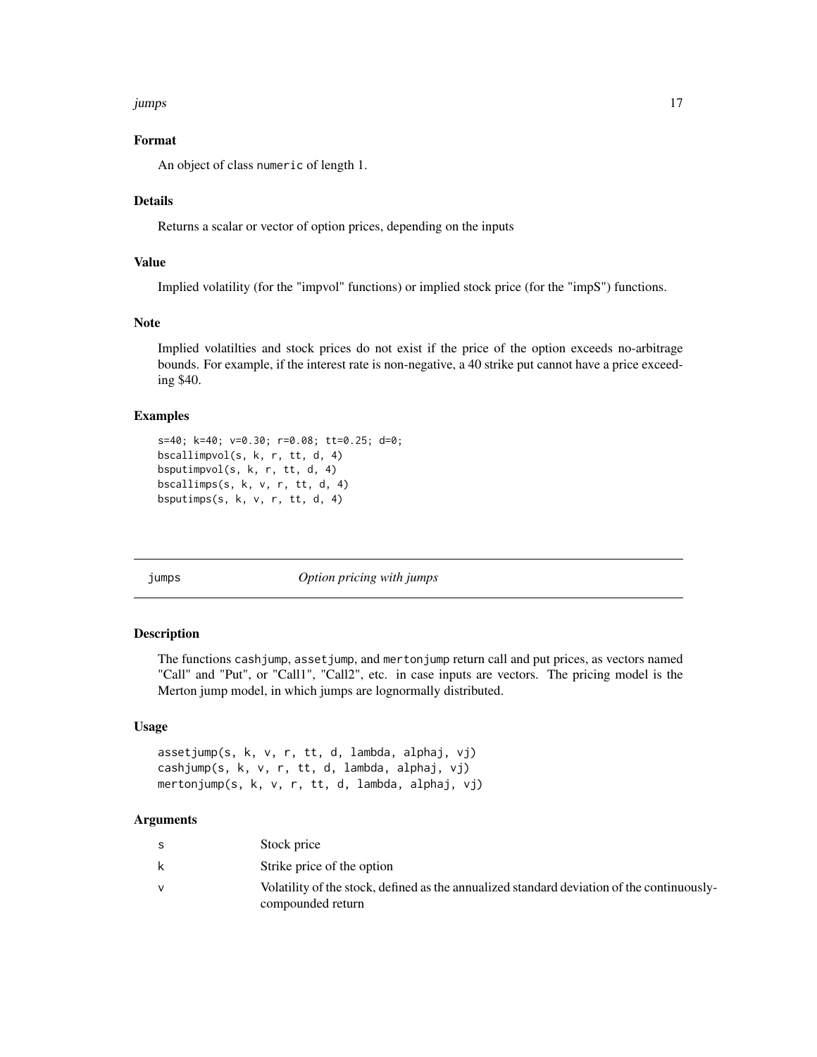### Format

An object of class numeric of length 1.

### Details

Returns a scalar or vector of option prices, depending on the inputs

### Value

Implied volatility (for the "impvol" functions) or implied stock price (for the "impS") functions.

### Note

Implied volatilties and stock prices do not exist if the price of the option exceeds no-arbitrage bounds. For example, if the interest rate is non-negative, a 40 strike put cannot have a price exceeding $40.

### Examples

```
s=40; k=40; v=0.30; r=0.08; tt=0.25; d=0;
bscallimpvol(s, k, r, tt, d, 4)
bsputimpvol(s, k, r, tt, d, 4)
bscallimps(s, k, v, r, tt, d, 4)
bsputimps(s, k, v, r, tt, d, 4)
```

---

## jumps — *Option pricing with jumps*

---

### Description

The functions cashjump, assetjump, and mertonjump return call and put prices, as vectors named "Call" and "Put", or "Call1", "Call2", etc. in case inputs are vectors. The pricing model is the Merton jump model, in which jumps are lognormally distributed.

### Usage

```
assetjump(s, k, v, r, tt, d, lambda, alphaj, vj)
cashjump(s, k, v, r, tt, d, lambda, alphaj, vj)
mertonjump(s, k, v, r, tt, d, lambda, alphaj, vj)
```

### Arguments

| | |
|---|---|
| s | Stock price |
| k | Strike price of the option |
| v | Volatility of the stock, defined as the annualized standard deviation of the continuously-compounded return |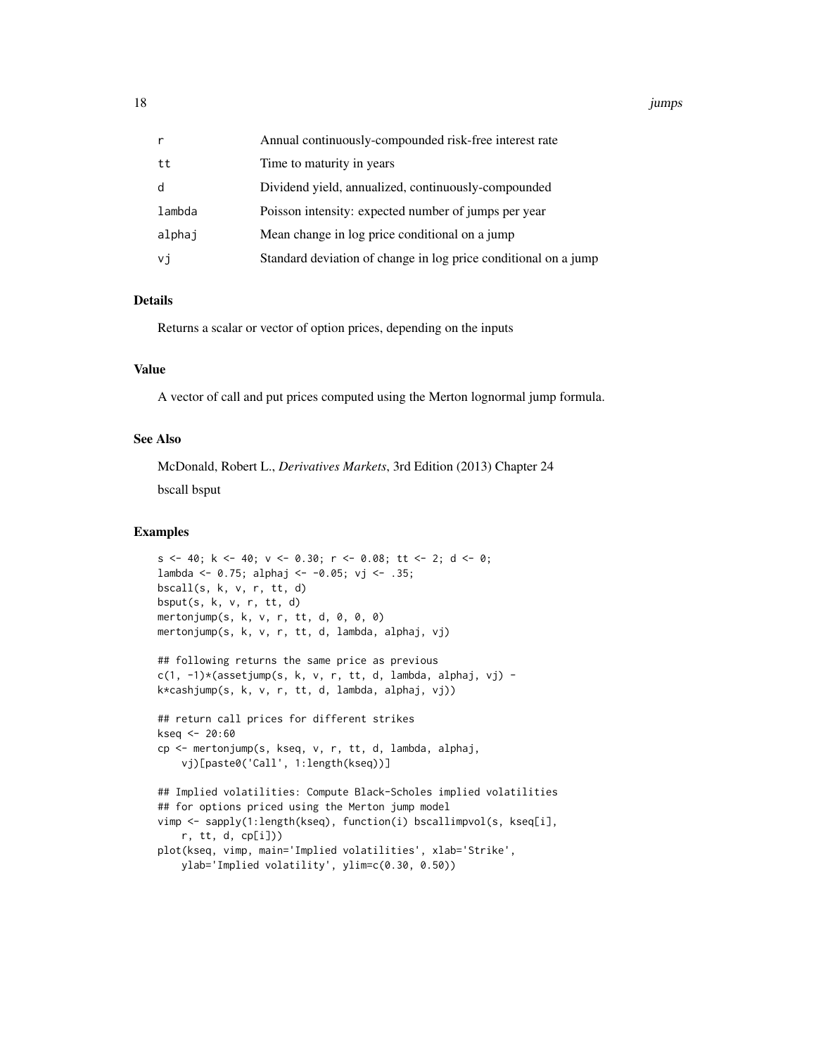| | |
|---|---|
| r | Annual continuously-compounded risk-free interest rate |
| tt | Time to maturity in years |
| d | Dividend yield, annualized, continuously-compounded |
| lambda | Poisson intensity: expected number of jumps per year |
| alphaj | Mean change in log price conditional on a jump |
| vj | Standard deviation of change in log price conditional on a jump |

### Details

Returns a scalar or vector of option prices, depending on the inputs

### Value

A vector of call and put prices computed using the Merton lognormal jump formula.

### See Also

McDonald, Robert L., *Derivatives Markets*, 3rd Edition (2013) Chapter 24

bscall bsput

### Examples

```
s <- 40; k <- 40; v <- 0.30; r <- 0.08; tt <- 2; d <- 0;
lambda <- 0.75; alphaj <- -0.05; vj <- .35;
bscall(s, k, v, r, tt, d)
bsput(s, k, v, r, tt, d)
mertonjump(s, k, v, r, tt, d, 0, 0, 0)
mertonjump(s, k, v, r, tt, d, lambda, alphaj, vj)

## following returns the same price as previous
c(1, -1)*(assetjump(s, k, v, r, tt, d, lambda, alphaj, vj) -
k*cashjump(s, k, v, r, tt, d, lambda, alphaj, vj))

## return call prices for different strikes
kseq <- 20:60
cp <- mertonjump(s, kseq, v, r, tt, d, lambda, alphaj,
    vj)[paste0('Call', 1:length(kseq))]

## Implied volatilities: Compute Black-Scholes implied volatilities
## for options priced using the Merton jump model
vimp <- sapply(1:length(kseq), function(i) bscallimpvol(s, kseq[i],
    r, tt, d, cp[i]))
plot(kseq, vimp, main='Implied volatilities', xlab='Strike',
    ylab='Implied volatility', ylim=c(0.30, 0.50))
```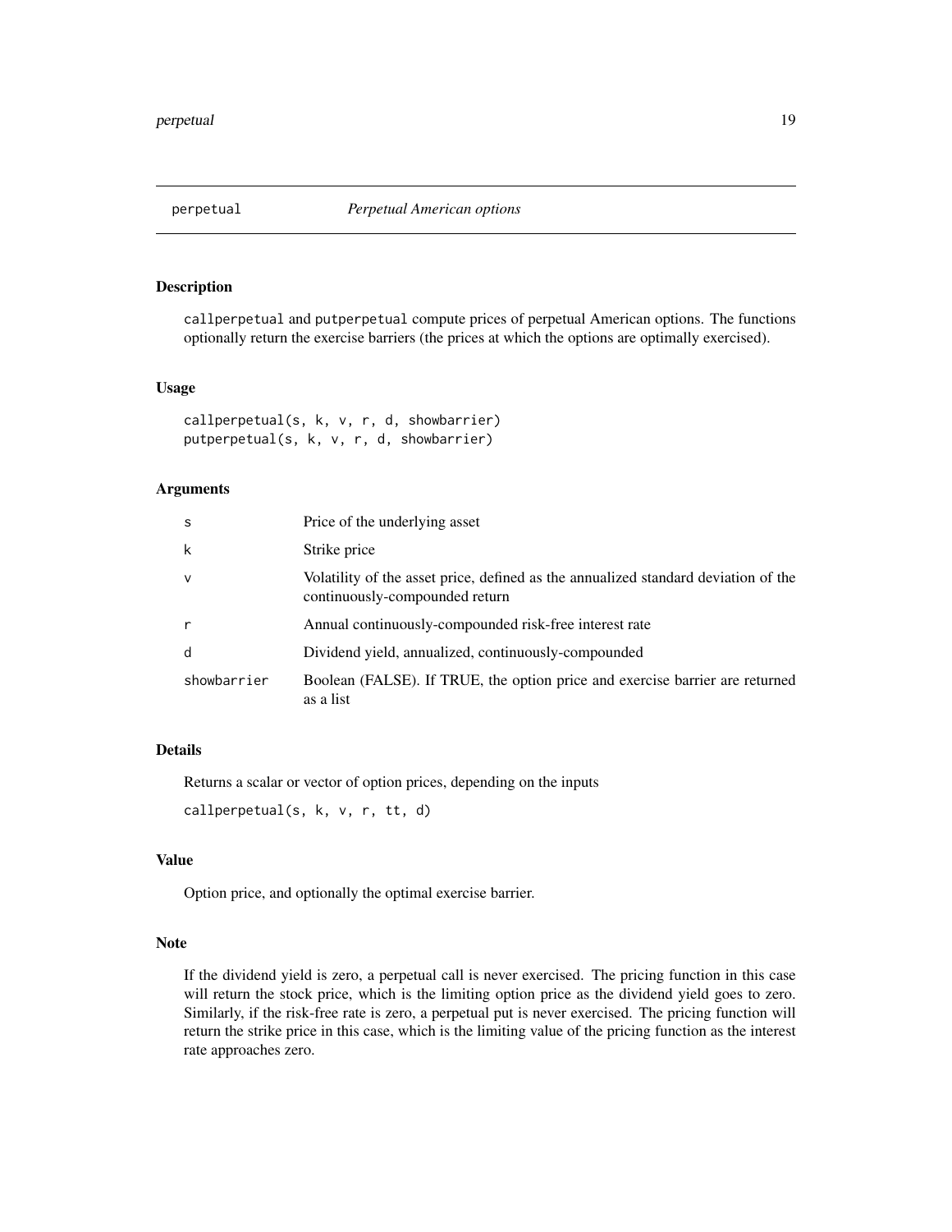## perpetual *Perpetual American options*

### Description

`callperpetual` and `putperpetual` compute prices of perpetual American options. The functions optionally return the exercise barriers (the prices at which the options are optimally exercised).

### Usage

```
callperpetual(s, k, v, r, d, showbarrier)
putperpetual(s, k, v, r, d, showbarrier)
```

### Arguments

| | |
|---|---|
| s | Price of the underlying asset |
| k | Strike price |
| v | Volatility of the asset price, defined as the annualized standard deviation of the continuously-compounded return |
| r | Annual continuously-compounded risk-free interest rate |
| d | Dividend yield, annualized, continuously-compounded |
| showbarrier | Boolean (FALSE). If TRUE, the option price and exercise barrier are returned as a list |

### Details

Returns a scalar or vector of option prices, depending on the inputs

```
callperpetual(s, k, v, r, tt, d)
```

### Value

Option price, and optionally the optimal exercise barrier.

### Note

If the dividend yield is zero, a perpetual call is never exercised. The pricing function in this case will return the stock price, which is the limiting option price as the dividend yield goes to zero. Similarly, if the risk-free rate is zero, a perpetual put is never exercised. The pricing function will return the strike price in this case, which is the limiting value of the pricing function as the interest rate approaches zero.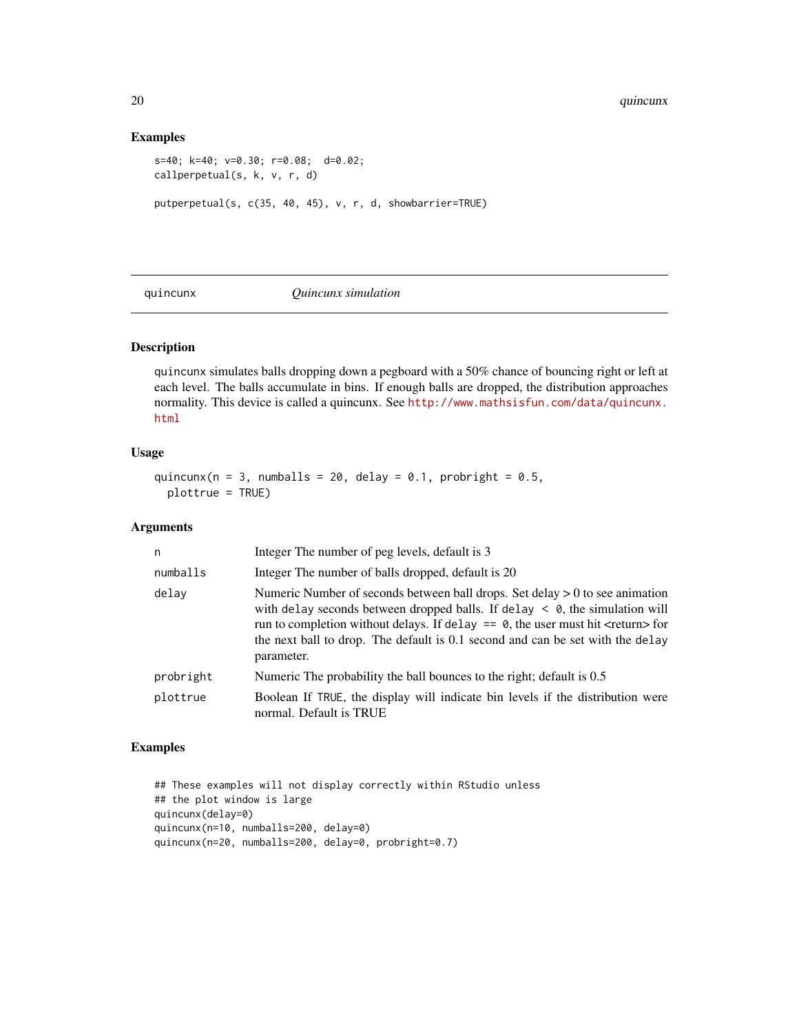## Examples

```
s=40; k=40; v=0.30; r=0.08;  d=0.02;
callperpetual(s, k, v, r, d)

putperpetual(s, c(35, 40, 45), v, r, d, showbarrier=TRUE)
```

---

# quincunx — *Quincunx simulation*

## Description

quincunx simulates balls dropping down a pegboard with a 50% chance of bouncing right or left at each level. The balls accumulate in bins. If enough balls are dropped, the distribution approaches normality. This device is called a quincunx. See http://www.mathsisfun.com/data/quincunx.html

## Usage

```
quincunx(n = 3, numballs = 20, delay = 0.1, probright = 0.5,
  plottrue = TRUE)
```

## Arguments

| | |
|---|---|
| n | Integer The number of peg levels, default is 3 |
| numballs | Integer The number of balls dropped, default is 20 |
| delay | Numeric Number of seconds between ball drops. Set delay > 0 to see animation with delay seconds between dropped balls. If delay < 0, the simulation will run to completion without delays. If delay == 0, the user must hit <return> for the next ball to drop. The default is 0.1 second and can be set with the delay parameter. |
| probright | Numeric The probability the ball bounces to the right; default is 0.5 |
| plottrue | Boolean If TRUE, the display will indicate bin levels if the distribution were normal. Default is TRUE |

## Examples

```
## These examples will not display correctly within RStudio unless
## the plot window is large
quincunx(delay=0)
quincunx(n=10, numballs=200, delay=0)
quincunx(n=20, numballs=200, delay=0, probright=0.7)
```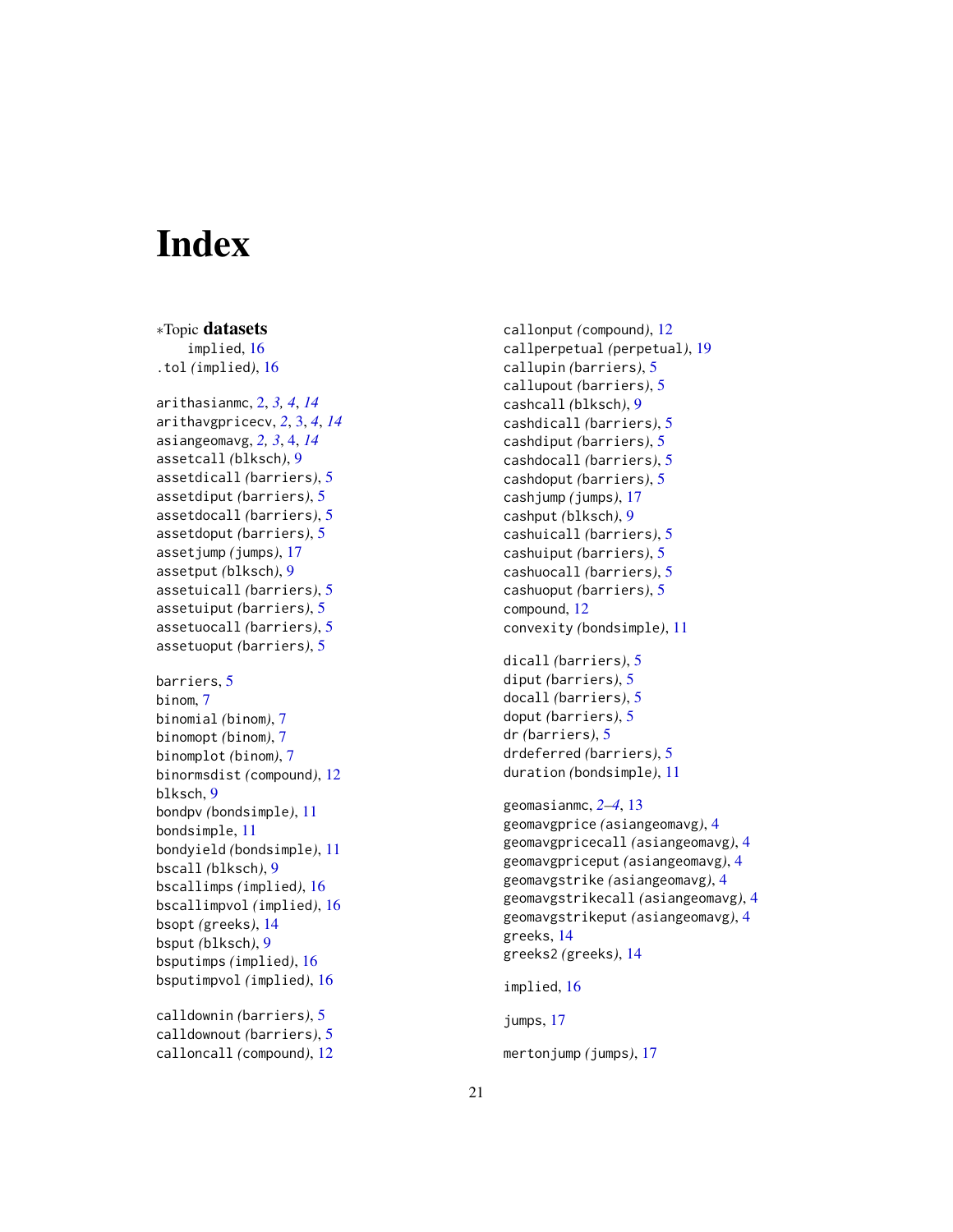# Index

*Topic **datasets**
  implied, 16
.tol (implied), 16

arithasianmc, 2, *3, 4*, *14*
arithavgpricecv, *2*, 3, *4*, *14*
asiangeomavg, *2, 3*, 4, *14*
assetcall (blksch), 9
assetdicall (barriers), 5
assetdiput (barriers), 5
assetdocall (barriers), 5
assetdoput (barriers), 5
assetjump (jumps), 17
assetput (blksch), 9
assetuicall (barriers), 5
assetuiput (barriers), 5
assetuocall (barriers), 5
assetuoput (barriers), 5

barriers, 5
binom, 7
binomial (binom), 7
binomopt (binom), 7
binomplot (binom), 7
binormsdist (compound), 12
blksch, 9
bondpv (bondsimple), 11
bondsimple, 11
bondyield (bondsimple), 11
bscall (blksch), 9
bscallimps (implied), 16
bscallimpvol (implied), 16
bsopt (greeks), 14
bsput (blksch), 9
bsputimps (implied), 16
bsputimpvol (implied), 16

calldownin (barriers), 5
calldownout (barriers), 5
calloncall (compound), 12
callonput (compound), 12
callperpetual (perpetual), 19
callupin (barriers), 5
callupout (barriers), 5
cashcall (blksch), 9
cashdicall (barriers), 5
cashdiput (barriers), 5
cashdocall (barriers), 5
cashdoput (barriers), 5
cashjump (jumps), 17
cashput (blksch), 9
cashuicall (barriers), 5
cashuiput (barriers), 5
cashuocall (barriers), 5
cashuoput (barriers), 5
compound, 12
convexity (bondsimple), 11

dicall (barriers), 5
diput (barriers), 5
docall (barriers), 5
doput (barriers), 5
dr (barriers), 5
drdeferred (barriers), 5
duration (bondsimple), 11

geomasianmc, *2–4*, 13
geomavgprice (asiangeomavg), 4
geomavgpricecall (asiangeomavg), 4
geomavgpriceput (asiangeomavg), 4
geomavgstrike (asiangeomavg), 4
geomavgstrikecall (asiangeomavg), 4
geomavgstrikeput (asiangeomavg), 4
greeks, 14
greeks2 (greeks), 14

implied, 16

jumps, 17

mertonjump (jumps), 17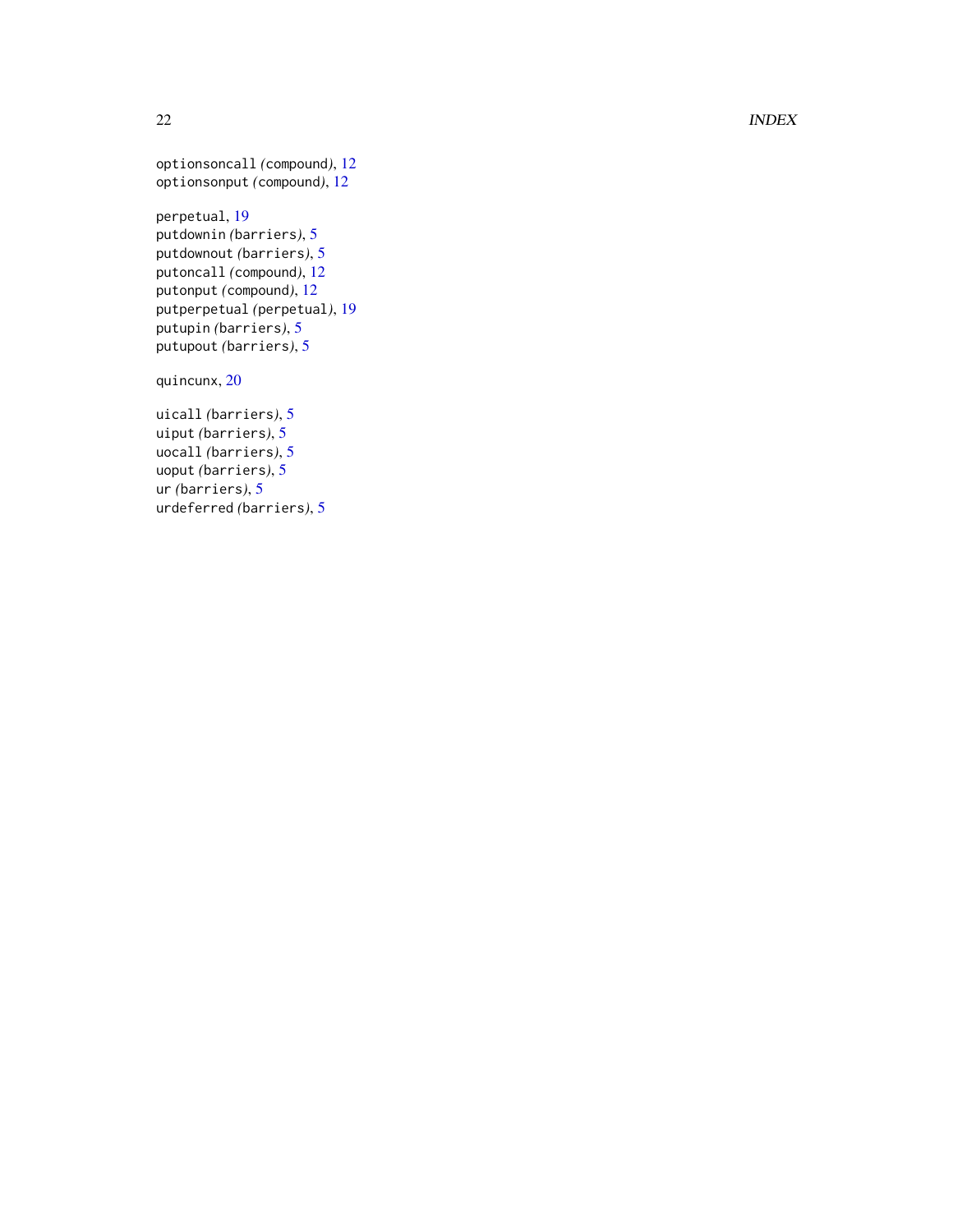optionsoncall *(compound)*, 12
optionsonput *(compound)*, 12

perpetual, 19
putdownin *(barriers)*, 5
putdownout *(barriers)*, 5
putoncall *(compound)*, 12
putonput *(compound)*, 12
putperpetual *(perpetual)*, 19
putupin *(barriers)*, 5
putupout *(barriers)*, 5

quincunx, 20

uicall *(barriers)*, 5
uiput *(barriers)*, 5
uocall *(barriers)*, 5
uoput *(barriers)*, 5
ur *(barriers)*, 5
urdeferred *(barriers)*, 5